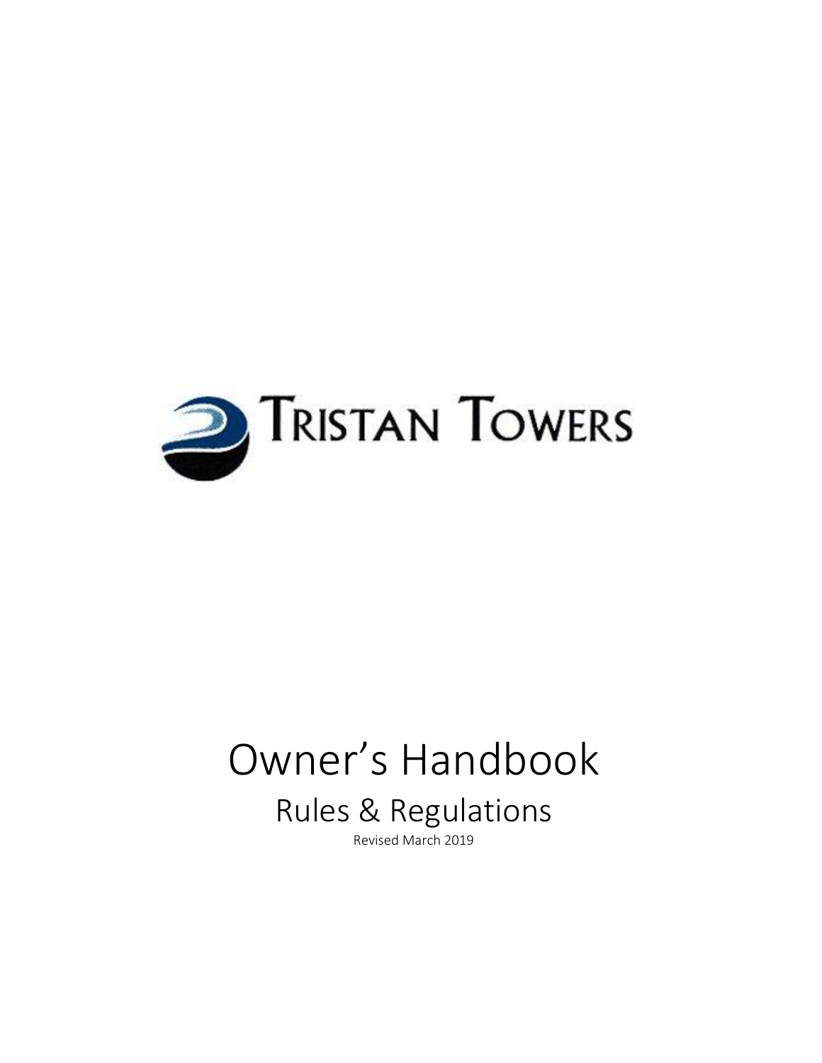TRISTAN TOWERS

# Owner's Handbook

## Rules & Regulations

Revised March 2019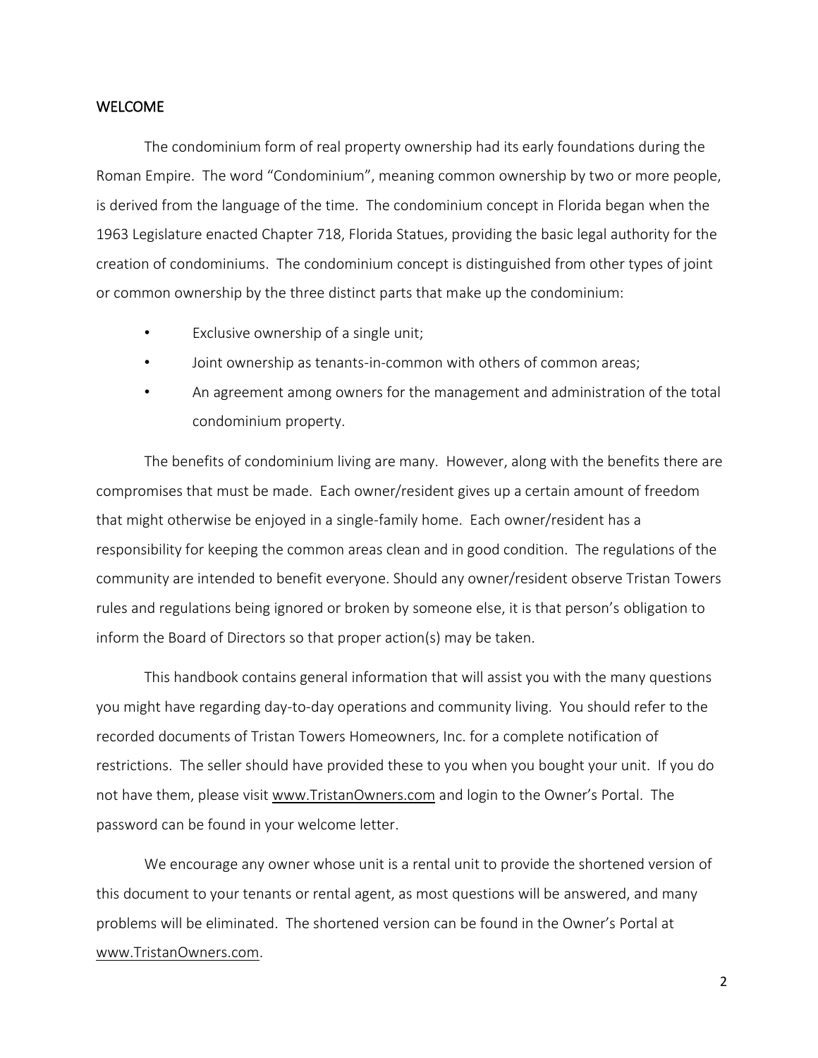## WELCOME

The condominium form of real property ownership had its early foundations during the Roman Empire. The word "Condominium", meaning common ownership by two or more people, is derived from the language of the time. The condominium concept in Florida began when the 1963 Legislature enacted Chapter 718, Florida Statues, providing the basic legal authority for the creation of condominiums. The condominium concept is distinguished from other types of joint or common ownership by the three distinct parts that make up the condominium:

- Exclusive ownership of a single unit;
- Joint ownership as tenants-in-common with others of common areas;
- An agreement among owners for the management and administration of the total condominium property.

The benefits of condominium living are many. However, along with the benefits there are compromises that must be made. Each owner/resident gives up a certain amount of freedom that might otherwise be enjoyed in a single-family home. Each owner/resident has a responsibility for keeping the common areas clean and in good condition. The regulations of the community are intended to benefit everyone. Should any owner/resident observe Tristan Towers rules and regulations being ignored or broken by someone else, it is that person's obligation to inform the Board of Directors so that proper action(s) may be taken.

This handbook contains general information that will assist you with the many questions you might have regarding day-to-day operations and community living. You should refer to the recorded documents of Tristan Towers Homeowners, Inc. for a complete notification of restrictions. The seller should have provided these to you when you bought your unit. If you do not have them, please visit www.TristanOwners.com and login to the Owner's Portal. The password can be found in your welcome letter.

We encourage any owner whose unit is a rental unit to provide the shortened version of this document to your tenants or rental agent, as most questions will be answered, and many problems will be eliminated. The shortened version can be found in the Owner's Portal at www.TristanOwners.com.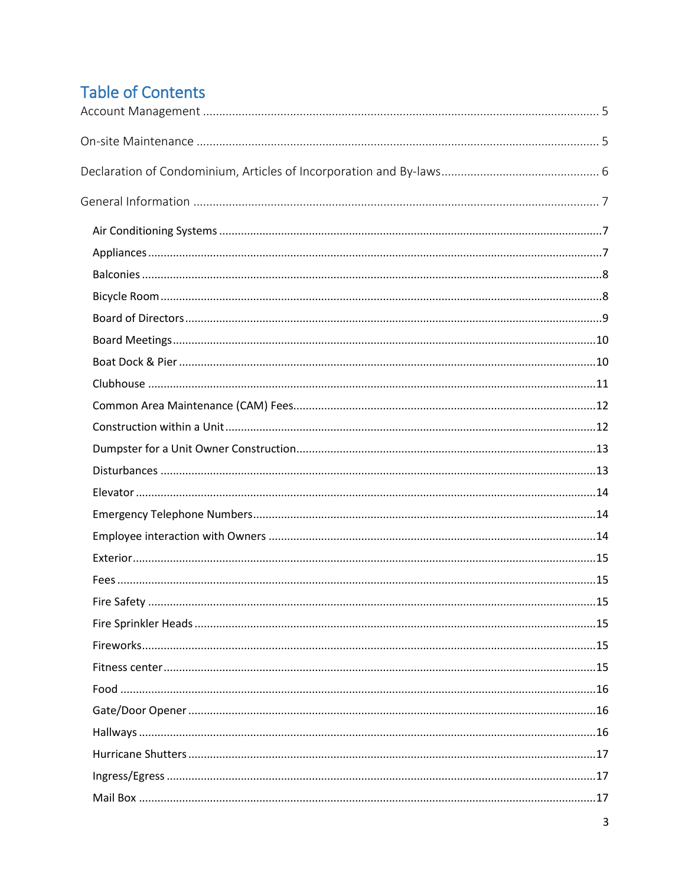# Table of Contents

Account Management .......... 5

On-site Maintenance .......... 5

Declaration of Condominium, Articles of Incorporation and By-laws .......... 6

General Information .......... 7

- Air Conditioning Systems .......... 7
- Appliances .......... 7
- Balconies .......... 8
- Bicycle Room .......... 8
- Board of Directors .......... 9
- Board Meetings .......... 10
- Boat Dock & Pier .......... 10
- Clubhouse .......... 11
- Common Area Maintenance (CAM) Fees .......... 12
- Construction within a Unit .......... 12
- Dumpster for a Unit Owner Construction .......... 13
- Disturbances .......... 13
- Elevator .......... 14
- Emergency Telephone Numbers .......... 14
- Employee interaction with Owners .......... 14
- Exterior .......... 15
- Fees .......... 15
- Fire Safety .......... 15
- Fire Sprinkler Heads .......... 15
- Fireworks .......... 15
- Fitness center .......... 15
- Food .......... 16
- Gate/Door Opener .......... 16
- Hallways .......... 16
- Hurricane Shutters .......... 17
- Ingress/Egress .......... 17
- Mail Box .......... 17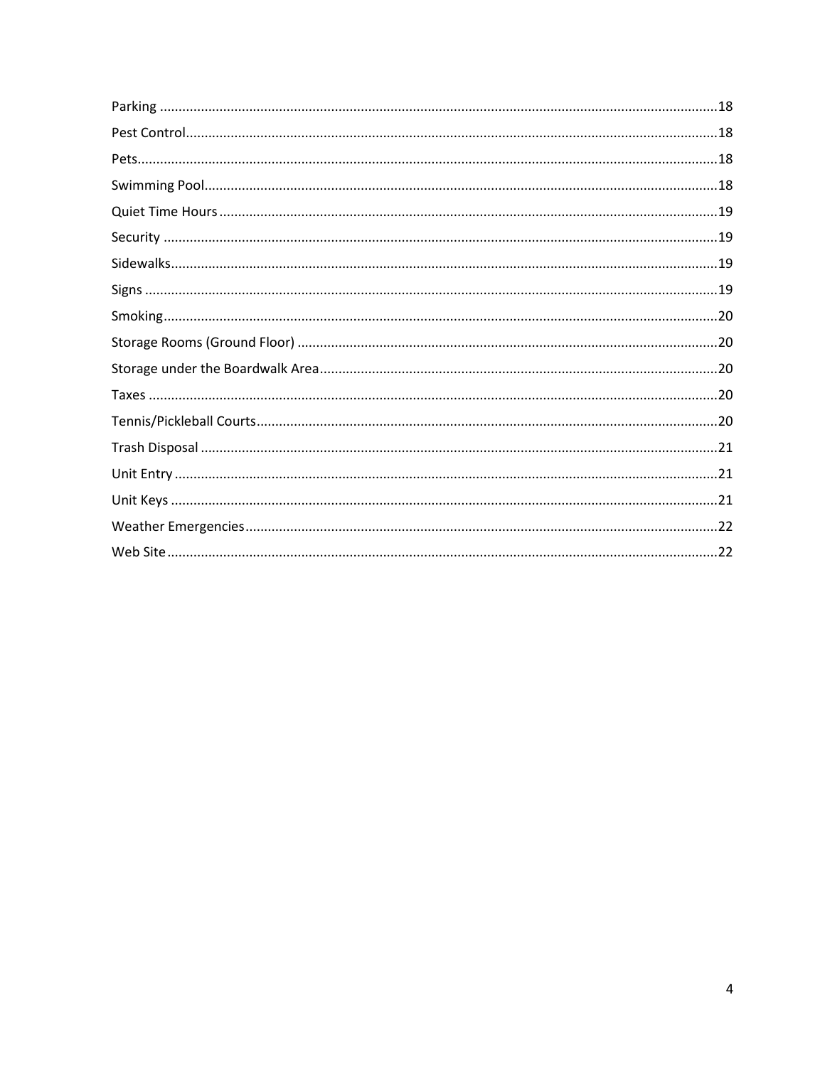Parking ....................................................................................................................................18
Pest Control.............................................................................................................................18
Pets..........................................................................................................................................18
Swimming Pool........................................................................................................................18
Quiet Time Hours ....................................................................................................................19
Security ...................................................................................................................................19
Sidewalks.................................................................................................................................19
Signs ........................................................................................................................................19
Smoking...................................................................................................................................20
Storage Rooms (Ground Floor) ................................................................................................20
Storage under the Boardwalk Area..........................................................................................20
Taxes .......................................................................................................................................20
Tennis/Pickleball Courts...........................................................................................................20
Trash Disposal .........................................................................................................................21
Unit Entry ................................................................................................................................21
Unit Keys .................................................................................................................................21
Weather Emergencies.............................................................................................................22
Web Site ..................................................................................................................................22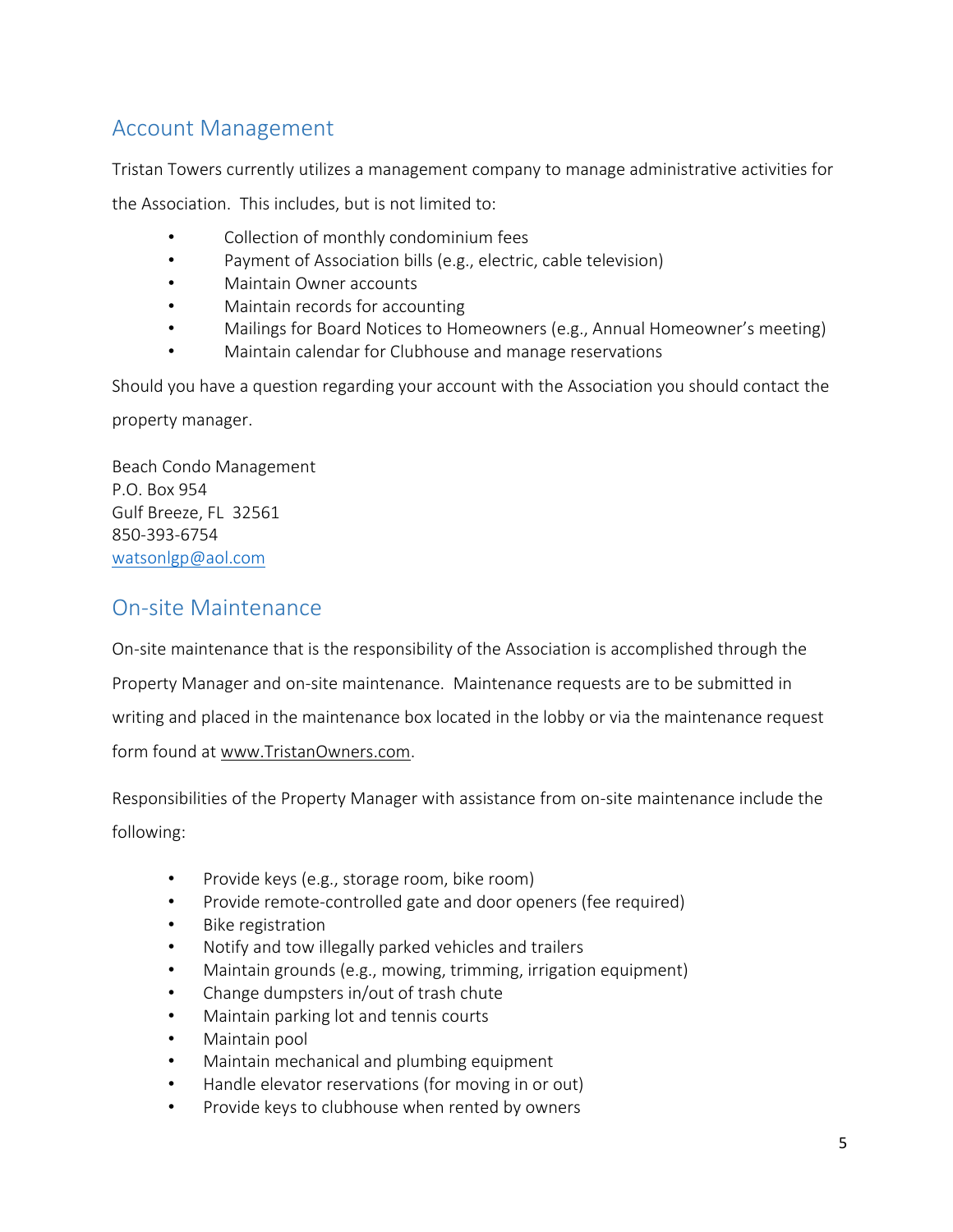## Account Management

Tristan Towers currently utilizes a management company to manage administrative activities for the Association. This includes, but is not limited to:

- Collection of monthly condominium fees
- Payment of Association bills (e.g., electric, cable television)
- Maintain Owner accounts
- Maintain records for accounting
- Mailings for Board Notices to Homeowners (e.g., Annual Homeowner's meeting)
- Maintain calendar for Clubhouse and manage reservations

Should you have a question regarding your account with the Association you should contact the property manager.

Beach Condo Management
P.O. Box 954
Gulf Breeze, FL 32561
850-393-6754
watsonlgp@aol.com

## On-site Maintenance

On-site maintenance that is the responsibility of the Association is accomplished through the Property Manager and on-site maintenance. Maintenance requests are to be submitted in writing and placed in the maintenance box located in the lobby or via the maintenance request form found at www.TristanOwners.com.

Responsibilities of the Property Manager with assistance from on-site maintenance include the following:

- Provide keys (e.g., storage room, bike room)
- Provide remote-controlled gate and door openers (fee required)
- Bike registration
- Notify and tow illegally parked vehicles and trailers
- Maintain grounds (e.g., mowing, trimming, irrigation equipment)
- Change dumpsters in/out of trash chute
- Maintain parking lot and tennis courts
- Maintain pool
- Maintain mechanical and plumbing equipment
- Handle elevator reservations (for moving in or out)
- Provide keys to clubhouse when rented by owners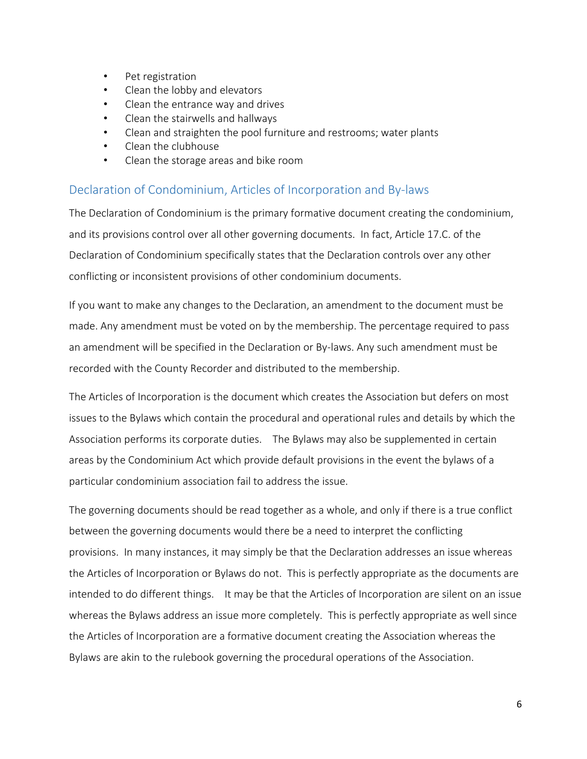- Pet registration
- Clean the lobby and elevators
- Clean the entrance way and drives
- Clean the stairwells and hallways
- Clean and straighten the pool furniture and restrooms; water plants
- Clean the clubhouse
- Clean the storage areas and bike room

## Declaration of Condominium, Articles of Incorporation and By-laws

The Declaration of Condominium is the primary formative document creating the condominium, and its provisions control over all other governing documents. In fact, Article 17.C. of the Declaration of Condominium specifically states that the Declaration controls over any other conflicting or inconsistent provisions of other condominium documents.

If you want to make any changes to the Declaration, an amendment to the document must be made. Any amendment must be voted on by the membership. The percentage required to pass an amendment will be specified in the Declaration or By-laws. Any such amendment must be recorded with the County Recorder and distributed to the membership.

The Articles of Incorporation is the document which creates the Association but defers on most issues to the Bylaws which contain the procedural and operational rules and details by which the Association performs its corporate duties. The Bylaws may also be supplemented in certain areas by the Condominium Act which provide default provisions in the event the bylaws of a particular condominium association fail to address the issue.

The governing documents should be read together as a whole, and only if there is a true conflict between the governing documents would there be a need to interpret the conflicting provisions. In many instances, it may simply be that the Declaration addresses an issue whereas the Articles of Incorporation or Bylaws do not. This is perfectly appropriate as the documents are intended to do different things. It may be that the Articles of Incorporation are silent on an issue whereas the Bylaws address an issue more completely. This is perfectly appropriate as well since the Articles of Incorporation are a formative document creating the Association whereas the Bylaws are akin to the rulebook governing the procedural operations of the Association.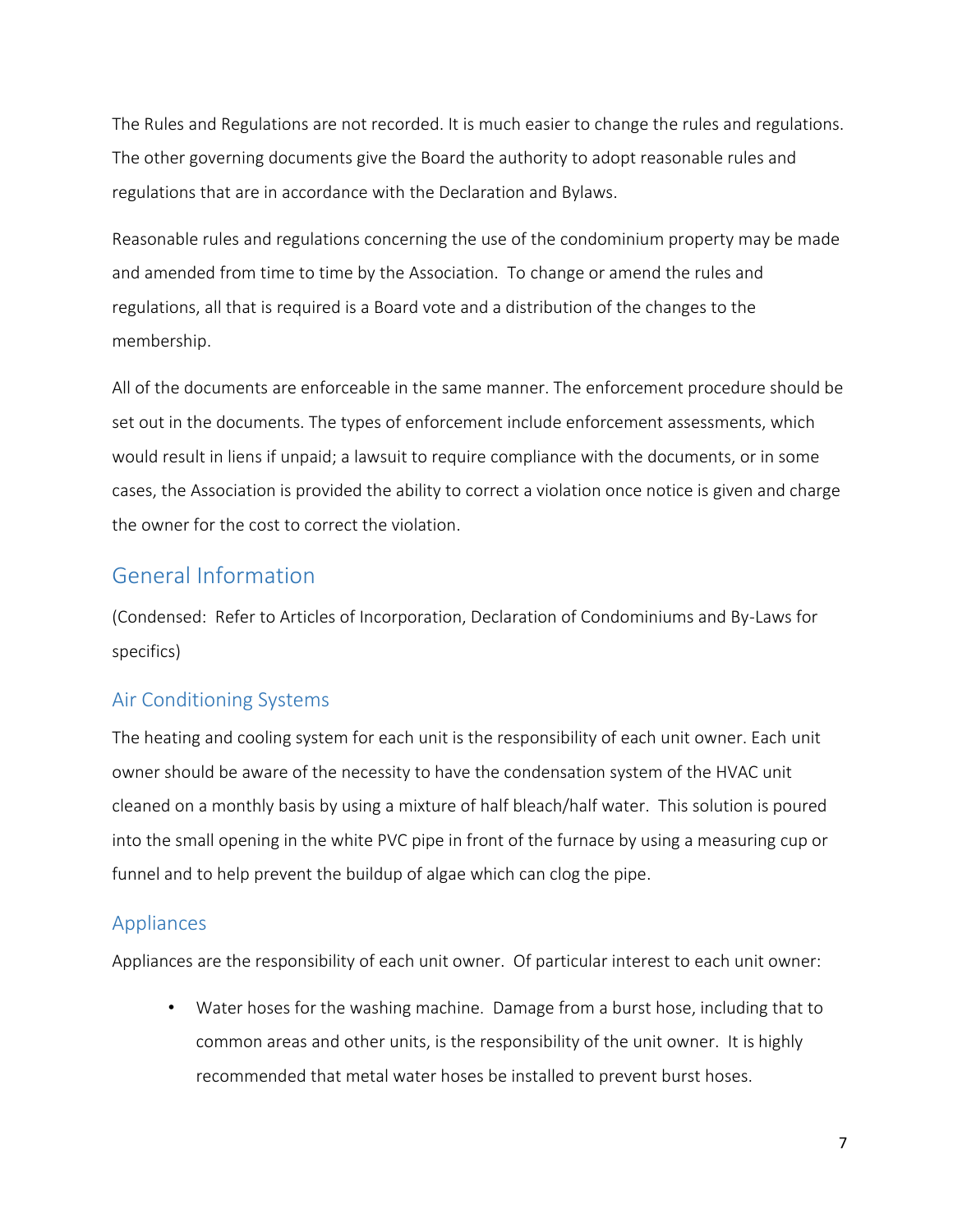The Rules and Regulations are not recorded. It is much easier to change the rules and regulations. The other governing documents give the Board the authority to adopt reasonable rules and regulations that are in accordance with the Declaration and Bylaws.

Reasonable rules and regulations concerning the use of the condominium property may be made and amended from time to time by the Association. To change or amend the rules and regulations, all that is required is a Board vote and a distribution of the changes to the membership.

All of the documents are enforceable in the same manner. The enforcement procedure should be set out in the documents. The types of enforcement include enforcement assessments, which would result in liens if unpaid; a lawsuit to require compliance with the documents, or in some cases, the Association is provided the ability to correct a violation once notice is given and charge the owner for the cost to correct the violation.

## General Information

(Condensed: Refer to Articles of Incorporation, Declaration of Condominiums and By-Laws for specifics)

### Air Conditioning Systems

The heating and cooling system for each unit is the responsibility of each unit owner. Each unit owner should be aware of the necessity to have the condensation system of the HVAC unit cleaned on a monthly basis by using a mixture of half bleach/half water. This solution is poured into the small opening in the white PVC pipe in front of the furnace by using a measuring cup or funnel and to help prevent the buildup of algae which can clog the pipe.

### Appliances

Appliances are the responsibility of each unit owner. Of particular interest to each unit owner:

- Water hoses for the washing machine. Damage from a burst hose, including that to common areas and other units, is the responsibility of the unit owner. It is highly recommended that metal water hoses be installed to prevent burst hoses.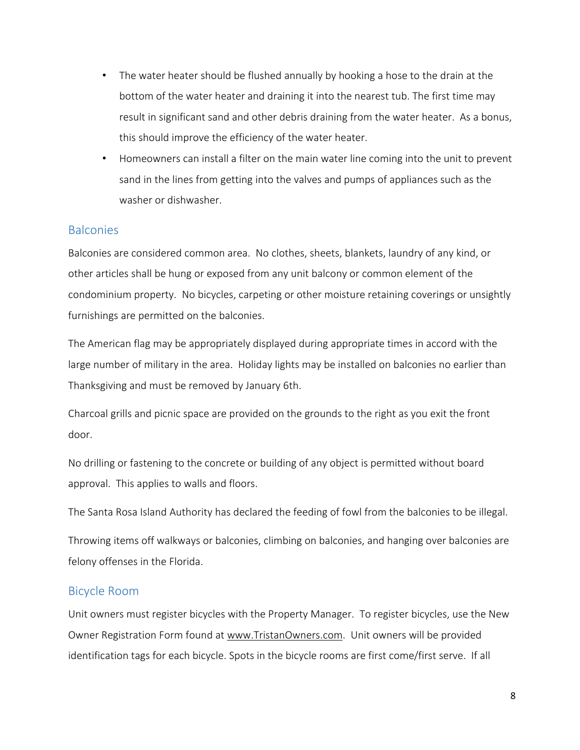- The water heater should be flushed annually by hooking a hose to the drain at the bottom of the water heater and draining it into the nearest tub. The first time may result in significant sand and other debris draining from the water heater. As a bonus, this should improve the efficiency of the water heater.
- Homeowners can install a filter on the main water line coming into the unit to prevent sand in the lines from getting into the valves and pumps of appliances such as the washer or dishwasher.

## Balconies

Balconies are considered common area. No clothes, sheets, blankets, laundry of any kind, or other articles shall be hung or exposed from any unit balcony or common element of the condominium property. No bicycles, carpeting or other moisture retaining coverings or unsightly furnishings are permitted on the balconies.

The American flag may be appropriately displayed during appropriate times in accord with the large number of military in the area. Holiday lights may be installed on balconies no earlier than Thanksgiving and must be removed by January 6th.

Charcoal grills and picnic space are provided on the grounds to the right as you exit the front door.

No drilling or fastening to the concrete or building of any object is permitted without board approval. This applies to walls and floors.

The Santa Rosa Island Authority has declared the feeding of fowl from the balconies to be illegal.

Throwing items off walkways or balconies, climbing on balconies, and hanging over balconies are felony offenses in the Florida.

## Bicycle Room

Unit owners must register bicycles with the Property Manager. To register bicycles, use the New Owner Registration Form found at www.TristanOwners.com. Unit owners will be provided identification tags for each bicycle. Spots in the bicycle rooms are first come/first serve. If all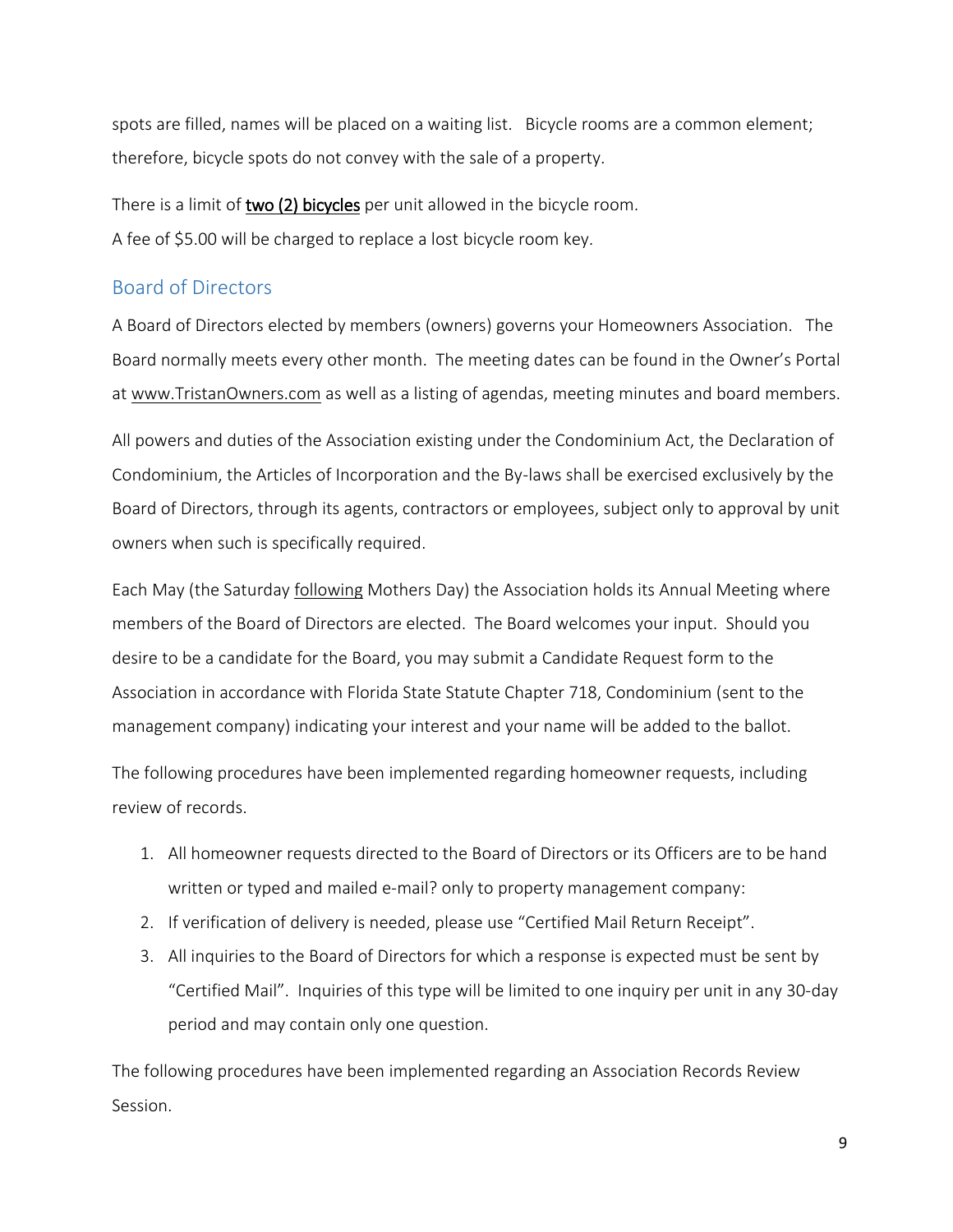spots are filled, names will be placed on a waiting list. Bicycle rooms are a common element; therefore, bicycle spots do not convey with the sale of a property.

There is a limit of **two (2) bicycles** per unit allowed in the bicycle room.
A fee of $5.00 will be charged to replace a lost bicycle room key.

## Board of Directors

A Board of Directors elected by members (owners) governs your Homeowners Association. The Board normally meets every other month. The meeting dates can be found in the Owner's Portal at www.TristanOwners.com as well as a listing of agendas, meeting minutes and board members.

All powers and duties of the Association existing under the Condominium Act, the Declaration of Condominium, the Articles of Incorporation and the By-laws shall be exercised exclusively by the Board of Directors, through its agents, contractors or employees, subject only to approval by unit owners when such is specifically required.

Each May (the Saturday following Mothers Day) the Association holds its Annual Meeting where members of the Board of Directors are elected. The Board welcomes your input. Should you desire to be a candidate for the Board, you may submit a Candidate Request form to the Association in accordance with Florida State Statute Chapter 718, Condominium (sent to the management company) indicating your interest and your name will be added to the ballot.

The following procedures have been implemented regarding homeowner requests, including review of records.

1. All homeowner requests directed to the Board of Directors or its Officers are to be hand written or typed and mailed e-mail? only to property management company:
2. If verification of delivery is needed, please use "Certified Mail Return Receipt".
3. All inquiries to the Board of Directors for which a response is expected must be sent by "Certified Mail". Inquiries of this type will be limited to one inquiry per unit in any 30-day period and may contain only one question.

The following procedures have been implemented regarding an Association Records Review Session.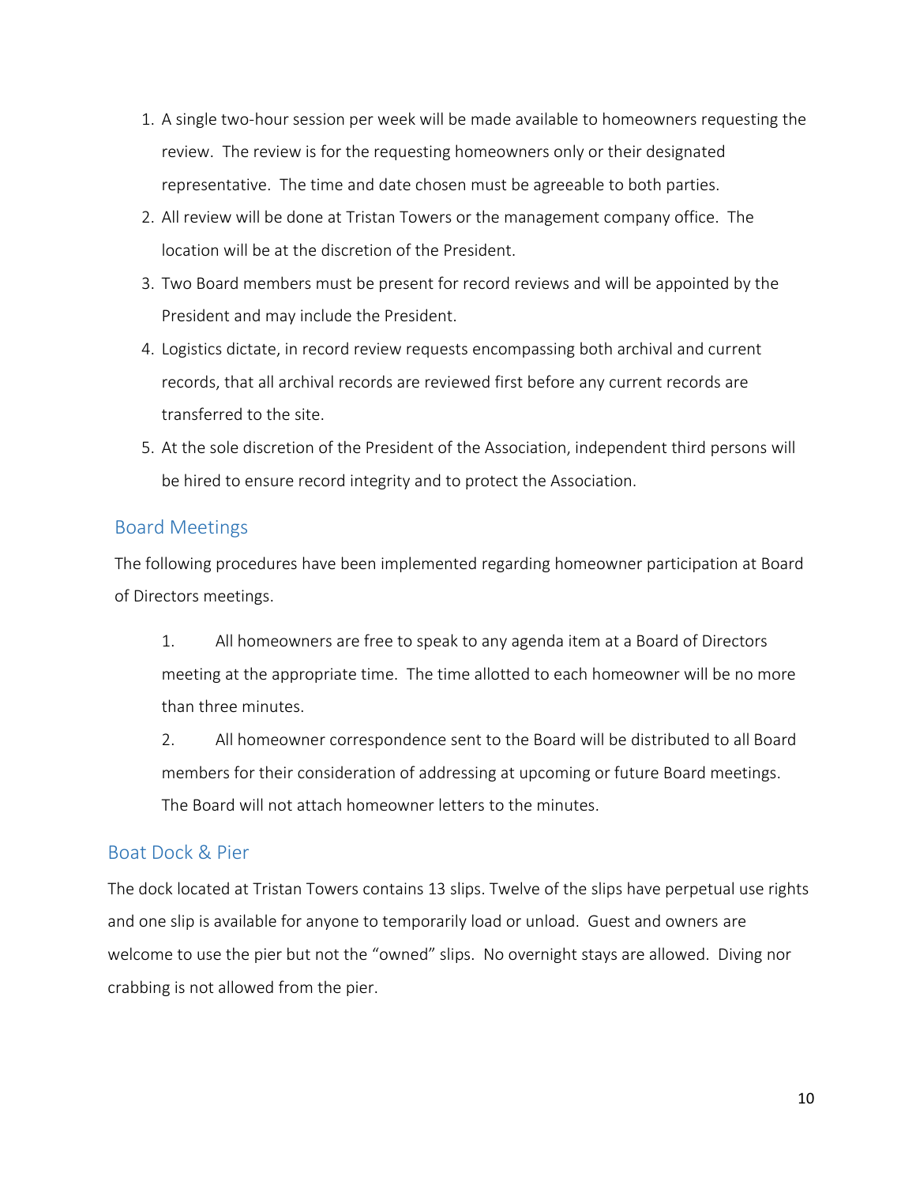1. A single two-hour session per week will be made available to homeowners requesting the review. The review is for the requesting homeowners only or their designated representative. The time and date chosen must be agreeable to both parties.
2. All review will be done at Tristan Towers or the management company office. The location will be at the discretion of the President.
3. Two Board members must be present for record reviews and will be appointed by the President and may include the President.
4. Logistics dictate, in record review requests encompassing both archival and current records, that all archival records are reviewed first before any current records are transferred to the site.
5. At the sole discretion of the President of the Association, independent third persons will be hired to ensure record integrity and to protect the Association.

## Board Meetings

The following procedures have been implemented regarding homeowner participation at Board of Directors meetings.

1. All homeowners are free to speak to any agenda item at a Board of Directors meeting at the appropriate time. The time allotted to each homeowner will be no more than three minutes.
2. All homeowner correspondence sent to the Board will be distributed to all Board members for their consideration of addressing at upcoming or future Board meetings. The Board will not attach homeowner letters to the minutes.

## Boat Dock & Pier

The dock located at Tristan Towers contains 13 slips. Twelve of the slips have perpetual use rights and one slip is available for anyone to temporarily load or unload. Guest and owners are welcome to use the pier but not the "owned" slips. No overnight stays are allowed. Diving nor crabbing is not allowed from the pier.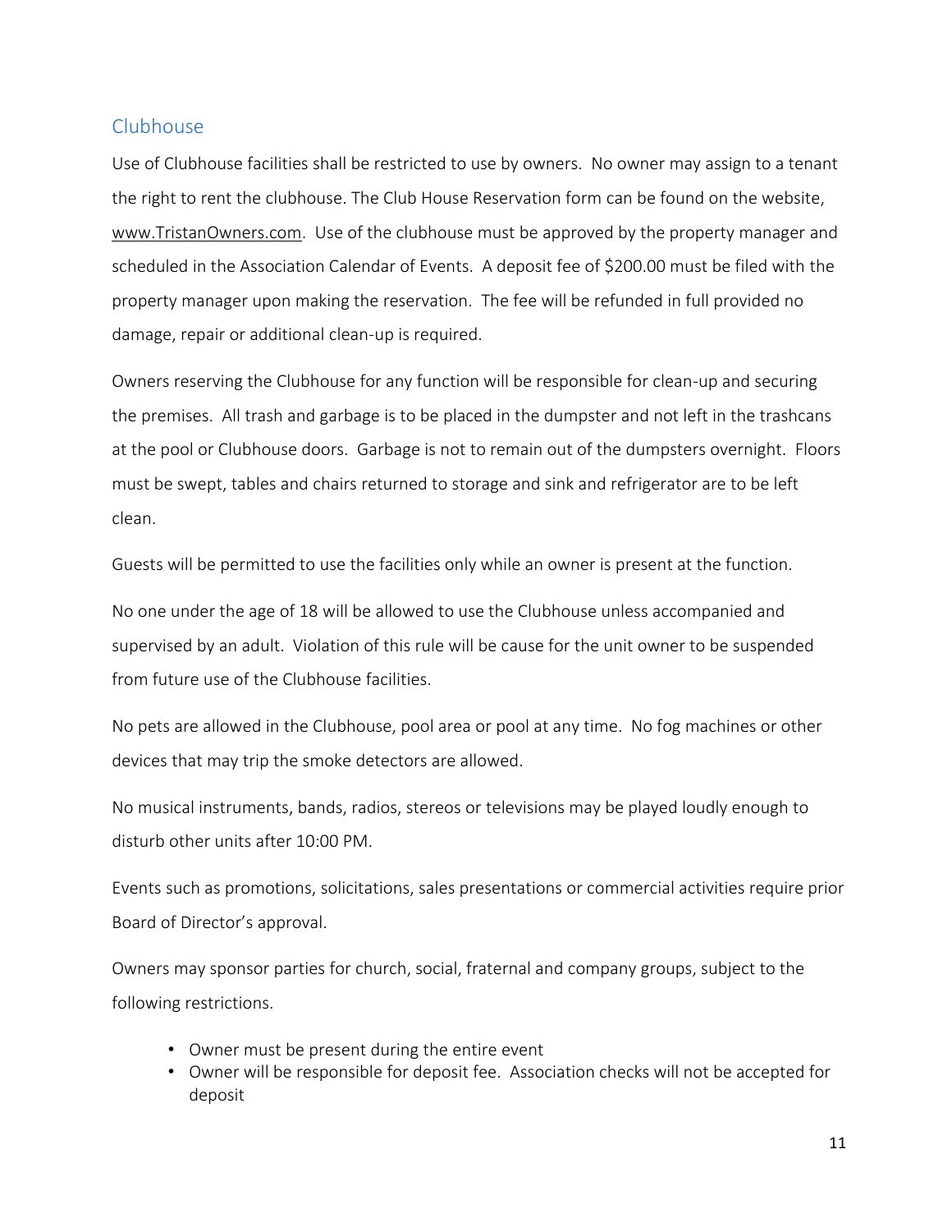## Clubhouse

Use of Clubhouse facilities shall be restricted to use by owners. No owner may assign to a tenant the right to rent the clubhouse. The Club House Reservation form can be found on the website, www.TristanOwners.com. Use of the clubhouse must be approved by the property manager and scheduled in the Association Calendar of Events. A deposit fee of $200.00 must be filed with the property manager upon making the reservation. The fee will be refunded in full provided no damage, repair or additional clean-up is required.

Owners reserving the Clubhouse for any function will be responsible for clean-up and securing the premises. All trash and garbage is to be placed in the dumpster and not left in the trashcans at the pool or Clubhouse doors. Garbage is not to remain out of the dumpsters overnight. Floors must be swept, tables and chairs returned to storage and sink and refrigerator are to be left clean.

Guests will be permitted to use the facilities only while an owner is present at the function.

No one under the age of 18 will be allowed to use the Clubhouse unless accompanied and supervised by an adult. Violation of this rule will be cause for the unit owner to be suspended from future use of the Clubhouse facilities.

No pets are allowed in the Clubhouse, pool area or pool at any time. No fog machines or other devices that may trip the smoke detectors are allowed.

No musical instruments, bands, radios, stereos or televisions may be played loudly enough to disturb other units after 10:00 PM.

Events such as promotions, solicitations, sales presentations or commercial activities require prior Board of Director's approval.

Owners may sponsor parties for church, social, fraternal and company groups, subject to the following restrictions.

- Owner must be present during the entire event
- Owner will be responsible for deposit fee. Association checks will not be accepted for deposit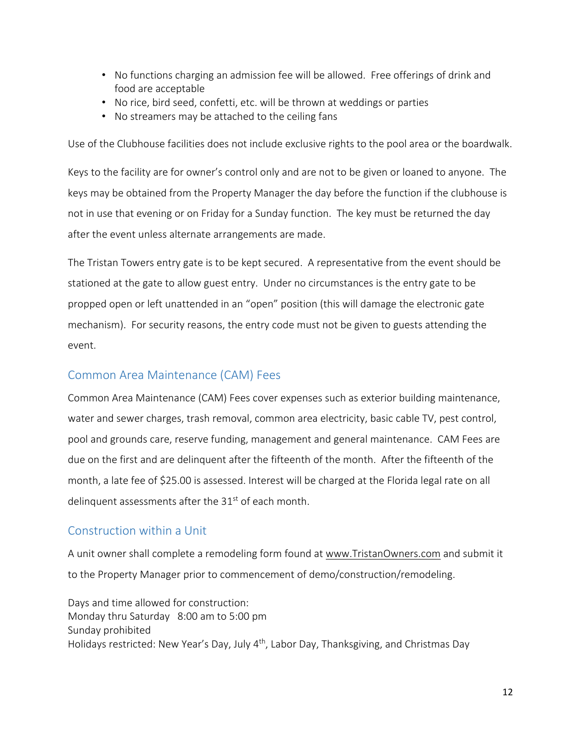- No functions charging an admission fee will be allowed. Free offerings of drink and food are acceptable
- No rice, bird seed, confetti, etc. will be thrown at weddings or parties
- No streamers may be attached to the ceiling fans

Use of the Clubhouse facilities does not include exclusive rights to the pool area or the boardwalk.

Keys to the facility are for owner's control only and are not to be given or loaned to anyone. The keys may be obtained from the Property Manager the day before the function if the clubhouse is not in use that evening or on Friday for a Sunday function. The key must be returned the day after the event unless alternate arrangements are made.

The Tristan Towers entry gate is to be kept secured. A representative from the event should be stationed at the gate to allow guest entry. Under no circumstances is the entry gate to be propped open or left unattended in an "open" position (this will damage the electronic gate mechanism). For security reasons, the entry code must not be given to guests attending the event.

## Common Area Maintenance (CAM) Fees

Common Area Maintenance (CAM) Fees cover expenses such as exterior building maintenance, water and sewer charges, trash removal, common area electricity, basic cable TV, pest control, pool and grounds care, reserve funding, management and general maintenance. CAM Fees are due on the first and are delinquent after the fifteenth of the month. After the fifteenth of the month, a late fee of $25.00 is assessed. Interest will be charged at the Florida legal rate on all delinquent assessments after the 31st of each month.

## Construction within a Unit

A unit owner shall complete a remodeling form found at www.TristanOwners.com and submit it to the Property Manager prior to commencement of demo/construction/remodeling.

Days and time allowed for construction:
Monday thru Saturday 8:00 am to 5:00 pm
Sunday prohibited
Holidays restricted: New Year's Day, July 4th, Labor Day, Thanksgiving, and Christmas Day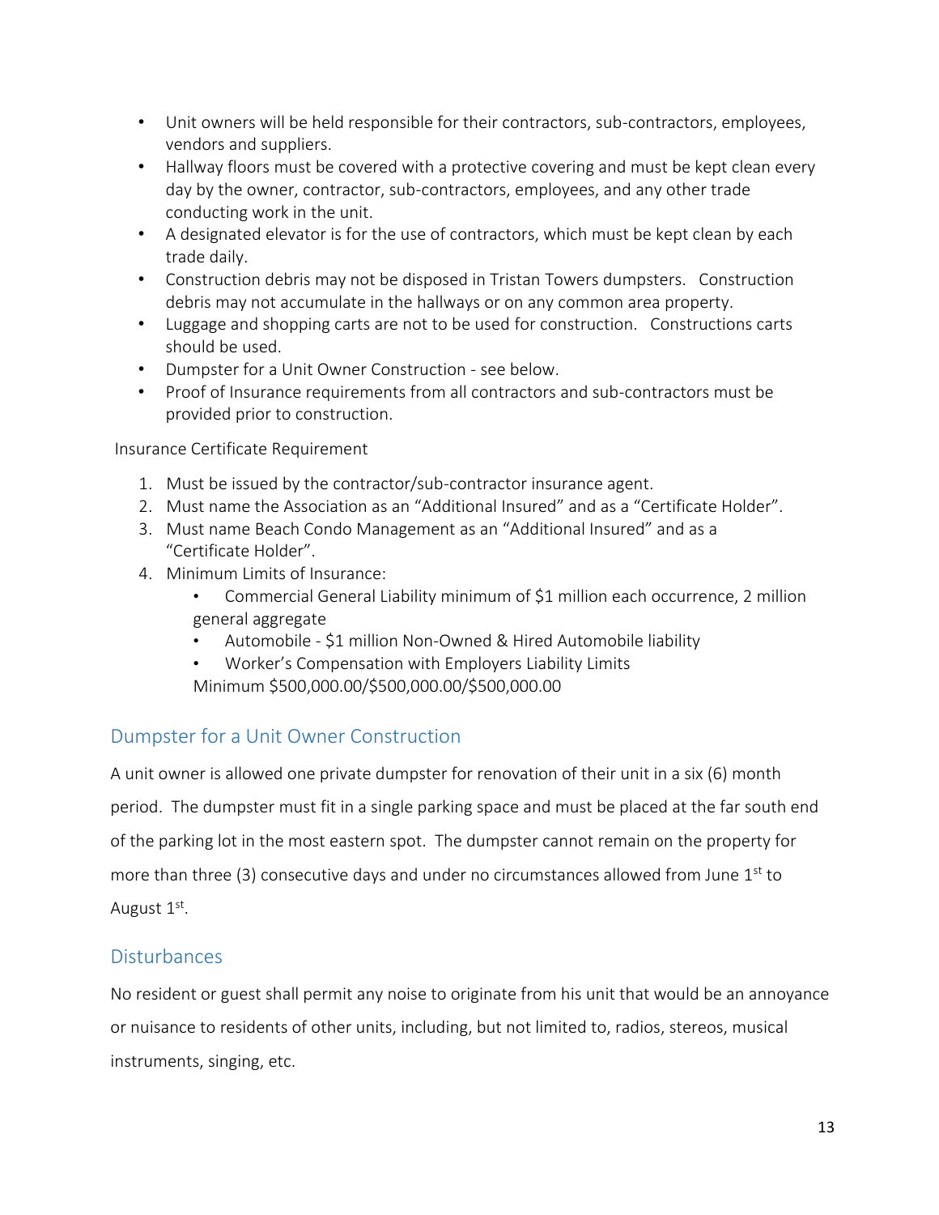- Unit owners will be held responsible for their contractors, sub-contractors, employees, vendors and suppliers.
- Hallway floors must be covered with a protective covering and must be kept clean every day by the owner, contractor, sub-contractors, employees, and any other trade conducting work in the unit.
- A designated elevator is for the use of contractors, which must be kept clean by each trade daily.
- Construction debris may not be disposed in Tristan Towers dumpsters. Construction debris may not accumulate in the hallways or on any common area property.
- Luggage and shopping carts are not to be used for construction. Constructions carts should be used.
- Dumpster for a Unit Owner Construction - see below.
- Proof of Insurance requirements from all contractors and sub-contractors must be provided prior to construction.

Insurance Certificate Requirement

1. Must be issued by the contractor/sub-contractor insurance agent.
2. Must name the Association as an "Additional Insured" and as a "Certificate Holder".
3. Must name Beach Condo Management as an "Additional Insured" and as a "Certificate Holder".
4. Minimum Limits of Insurance:
   - Commercial General Liability minimum of $1 million each occurrence, 2 million general aggregate
   - Automobile - $1 million Non-Owned & Hired Automobile liability
   - Worker's Compensation with Employers Liability Limits Minimum $500,000.00/$500,000.00/$500,000.00

## Dumpster for a Unit Owner Construction

A unit owner is allowed one private dumpster for renovation of their unit in a six (6) month period. The dumpster must fit in a single parking space and must be placed at the far south end of the parking lot in the most eastern spot. The dumpster cannot remain on the property for more than three (3) consecutive days and under no circumstances allowed from June 1st to August 1st.

## Disturbances

No resident or guest shall permit any noise to originate from his unit that would be an annoyance or nuisance to residents of other units, including, but not limited to, radios, stereos, musical instruments, singing, etc.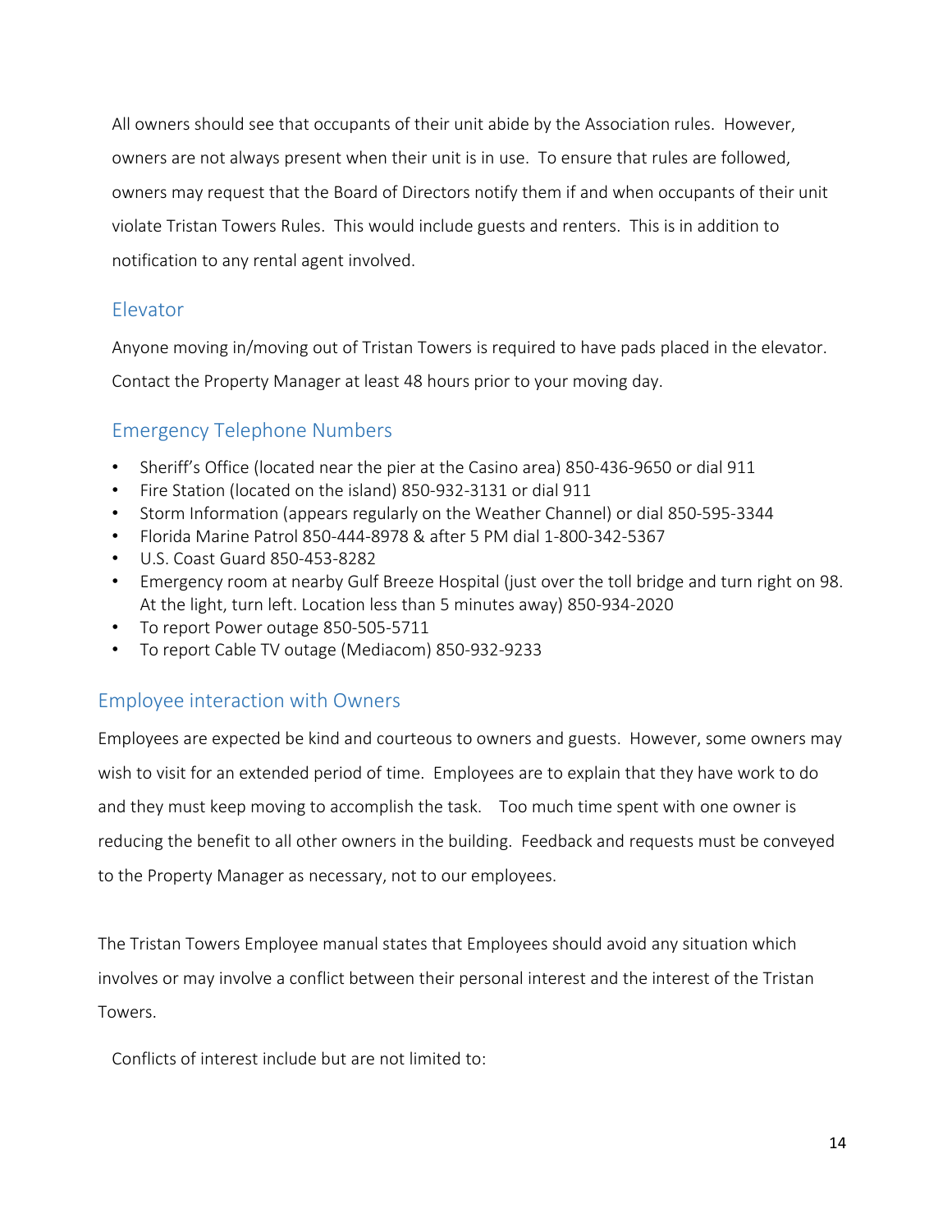All owners should see that occupants of their unit abide by the Association rules. However, owners are not always present when their unit is in use. To ensure that rules are followed, owners may request that the Board of Directors notify them if and when occupants of their unit violate Tristan Towers Rules. This would include guests and renters. This is in addition to notification to any rental agent involved.

## Elevator

Anyone moving in/moving out of Tristan Towers is required to have pads placed in the elevator. Contact the Property Manager at least 48 hours prior to your moving day.

## Emergency Telephone Numbers

- Sheriff's Office (located near the pier at the Casino area) 850-436-9650 or dial 911
- Fire Station (located on the island) 850-932-3131 or dial 911
- Storm Information (appears regularly on the Weather Channel) or dial 850-595-3344
- Florida Marine Patrol 850-444-8978 & after 5 PM dial 1-800-342-5367
- U.S. Coast Guard 850-453-8282
- Emergency room at nearby Gulf Breeze Hospital (just over the toll bridge and turn right on 98. At the light, turn left. Location less than 5 minutes away) 850-934-2020
- To report Power outage 850-505-5711
- To report Cable TV outage (Mediacom) 850-932-9233

## Employee interaction with Owners

Employees are expected be kind and courteous to owners and guests. However, some owners may wish to visit for an extended period of time. Employees are to explain that they have work to do and they must keep moving to accomplish the task. Too much time spent with one owner is reducing the benefit to all other owners in the building. Feedback and requests must be conveyed to the Property Manager as necessary, not to our employees.

The Tristan Towers Employee manual states that Employees should avoid any situation which involves or may involve a conflict between their personal interest and the interest of the Tristan Towers.

Conflicts of interest include but are not limited to: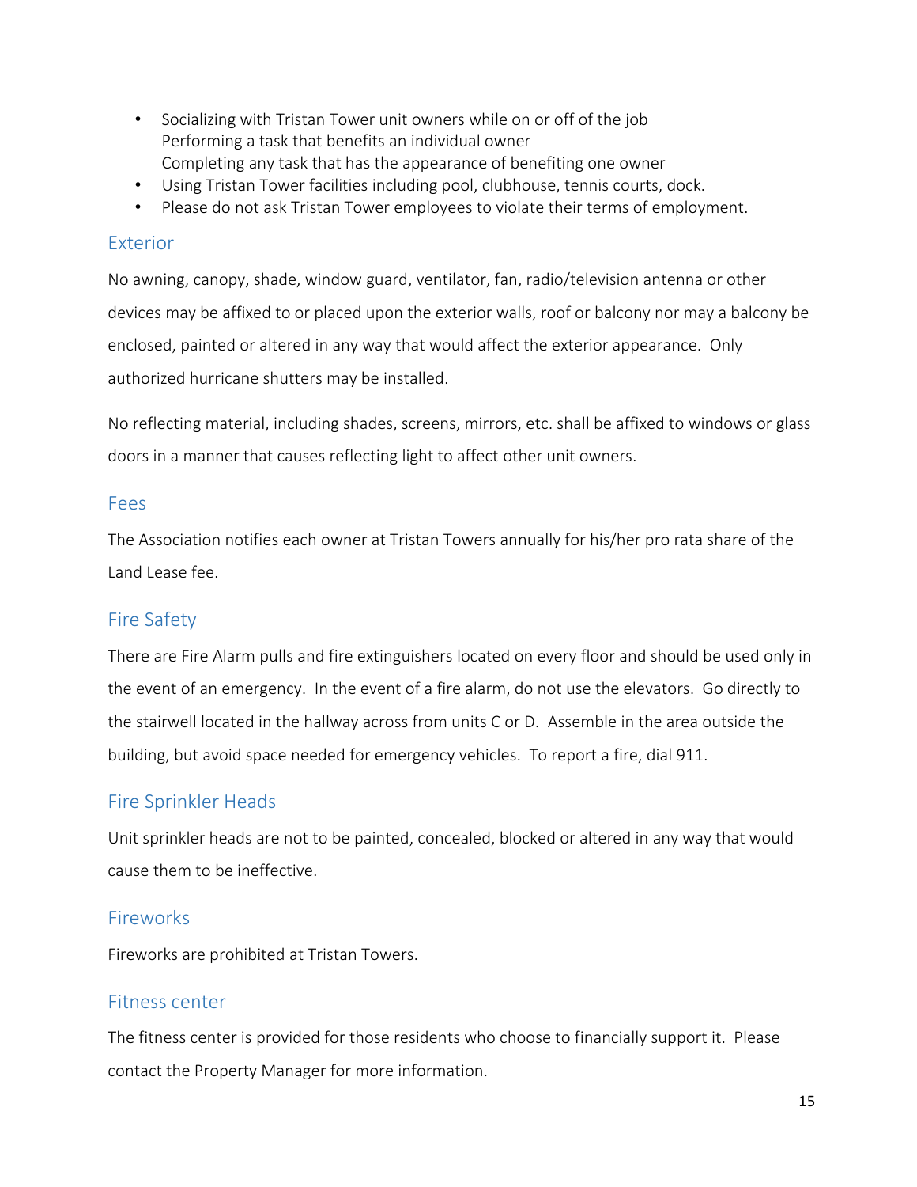- Socializing with Tristan Tower unit owners while on or off of the job
  Performing a task that benefits an individual owner
  Completing any task that has the appearance of benefiting one owner
- Using Tristan Tower facilities including pool, clubhouse, tennis courts, dock.
- Please do not ask Tristan Tower employees to violate their terms of employment.

## Exterior

No awning, canopy, shade, window guard, ventilator, fan, radio/television antenna or other devices may be affixed to or placed upon the exterior walls, roof or balcony nor may a balcony be enclosed, painted or altered in any way that would affect the exterior appearance. Only authorized hurricane shutters may be installed.

No reflecting material, including shades, screens, mirrors, etc. shall be affixed to windows or glass doors in a manner that causes reflecting light to affect other unit owners.

## Fees

The Association notifies each owner at Tristan Towers annually for his/her pro rata share of the Land Lease fee.

## Fire Safety

There are Fire Alarm pulls and fire extinguishers located on every floor and should be used only in the event of an emergency. In the event of a fire alarm, do not use the elevators. Go directly to the stairwell located in the hallway across from units C or D. Assemble in the area outside the building, but avoid space needed for emergency vehicles. To report a fire, dial 911.

## Fire Sprinkler Heads

Unit sprinkler heads are not to be painted, concealed, blocked or altered in any way that would cause them to be ineffective.

## Fireworks

Fireworks are prohibited at Tristan Towers.

## Fitness center

The fitness center is provided for those residents who choose to financially support it. Please contact the Property Manager for more information.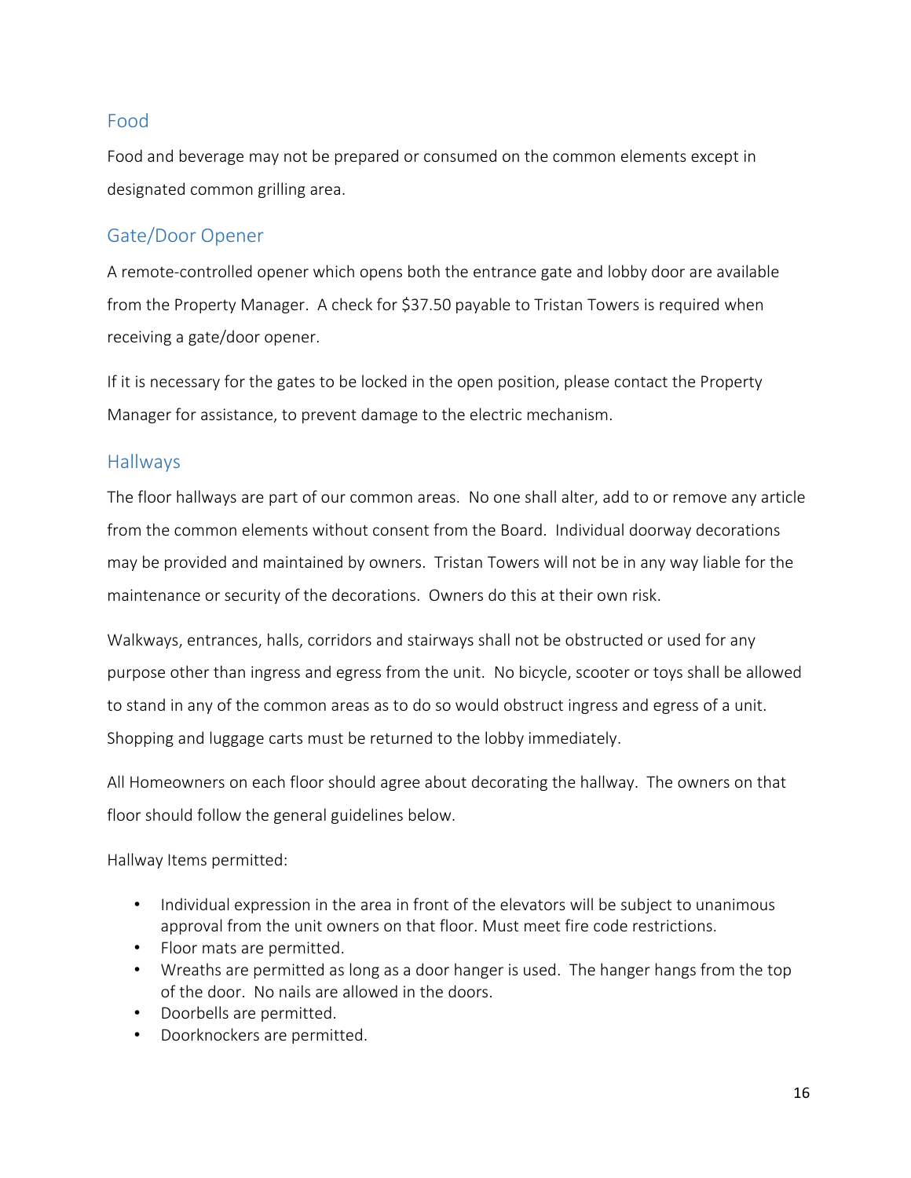## Food

Food and beverage may not be prepared or consumed on the common elements except in designated common grilling area.

## Gate/Door Opener

A remote-controlled opener which opens both the entrance gate and lobby door are available from the Property Manager. A check for $37.50 payable to Tristan Towers is required when receiving a gate/door opener.

If it is necessary for the gates to be locked in the open position, please contact the Property Manager for assistance, to prevent damage to the electric mechanism.

## Hallways

The floor hallways are part of our common areas. No one shall alter, add to or remove any article from the common elements without consent from the Board. Individual doorway decorations may be provided and maintained by owners. Tristan Towers will not be in any way liable for the maintenance or security of the decorations. Owners do this at their own risk.

Walkways, entrances, halls, corridors and stairways shall not be obstructed or used for any purpose other than ingress and egress from the unit. No bicycle, scooter or toys shall be allowed to stand in any of the common areas as to do so would obstruct ingress and egress of a unit. Shopping and luggage carts must be returned to the lobby immediately.

All Homeowners on each floor should agree about decorating the hallway. The owners on that floor should follow the general guidelines below.

Hallway Items permitted:

- Individual expression in the area in front of the elevators will be subject to unanimous approval from the unit owners on that floor. Must meet fire code restrictions.
- Floor mats are permitted.
- Wreaths are permitted as long as a door hanger is used. The hanger hangs from the top of the door. No nails are allowed in the doors.
- Doorbells are permitted.
- Doorknockers are permitted.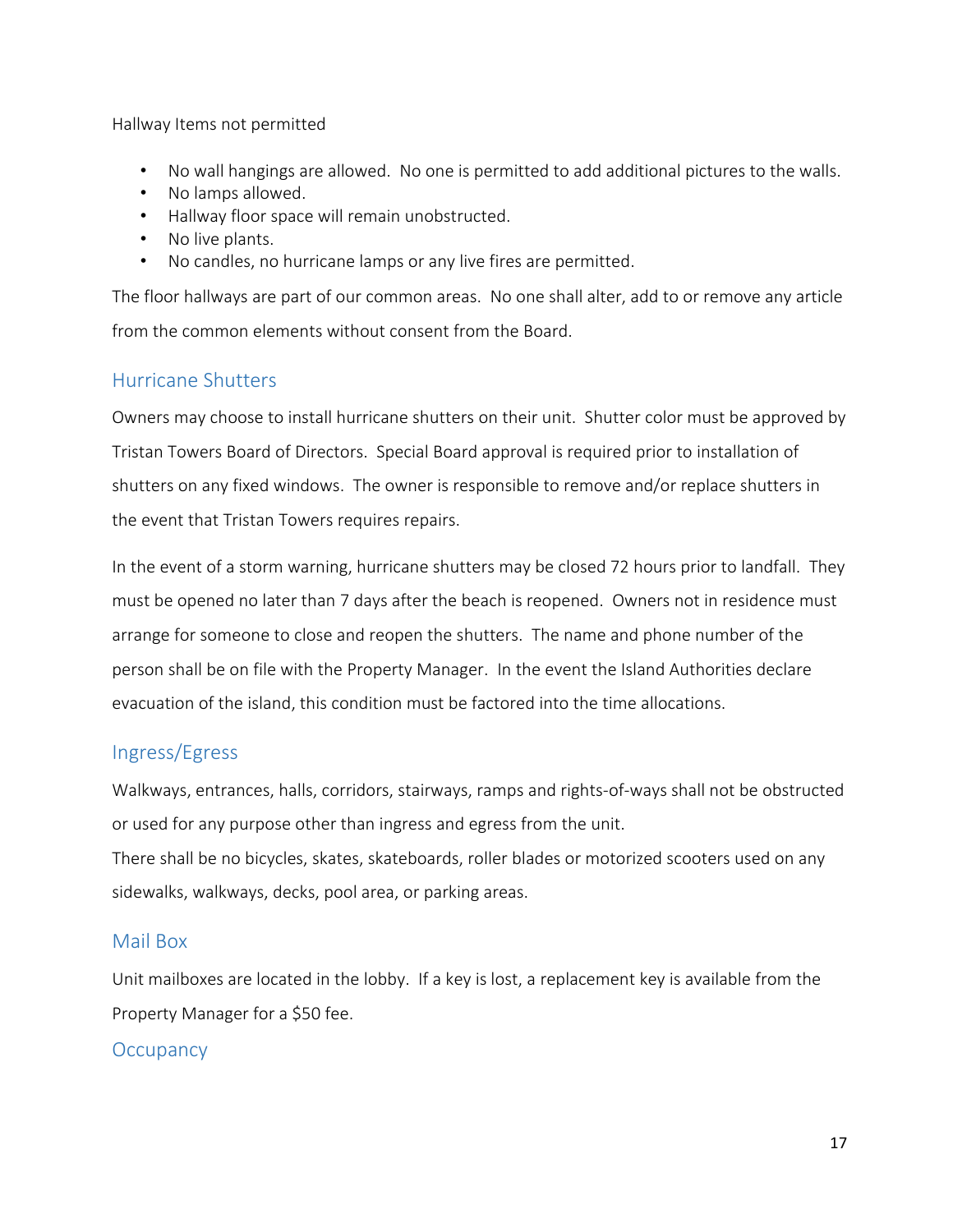Hallway Items not permitted

- No wall hangings are allowed. No one is permitted to add additional pictures to the walls.
- No lamps allowed.
- Hallway floor space will remain unobstructed.
- No live plants.
- No candles, no hurricane lamps or any live fires are permitted.

The floor hallways are part of our common areas. No one shall alter, add to or remove any article from the common elements without consent from the Board.

## Hurricane Shutters

Owners may choose to install hurricane shutters on their unit. Shutter color must be approved by Tristan Towers Board of Directors. Special Board approval is required prior to installation of shutters on any fixed windows. The owner is responsible to remove and/or replace shutters in the event that Tristan Towers requires repairs.

In the event of a storm warning, hurricane shutters may be closed 72 hours prior to landfall. They must be opened no later than 7 days after the beach is reopened. Owners not in residence must arrange for someone to close and reopen the shutters. The name and phone number of the person shall be on file with the Property Manager. In the event the Island Authorities declare evacuation of the island, this condition must be factored into the time allocations.

## Ingress/Egress

Walkways, entrances, halls, corridors, stairways, ramps and rights-of-ways shall not be obstructed or used for any purpose other than ingress and egress from the unit.
There shall be no bicycles, skates, skateboards, roller blades or motorized scooters used on any sidewalks, walkways, decks, pool area, or parking areas.

## Mail Box

Unit mailboxes are located in the lobby. If a key is lost, a replacement key is available from the Property Manager for a $50 fee.

## Occupancy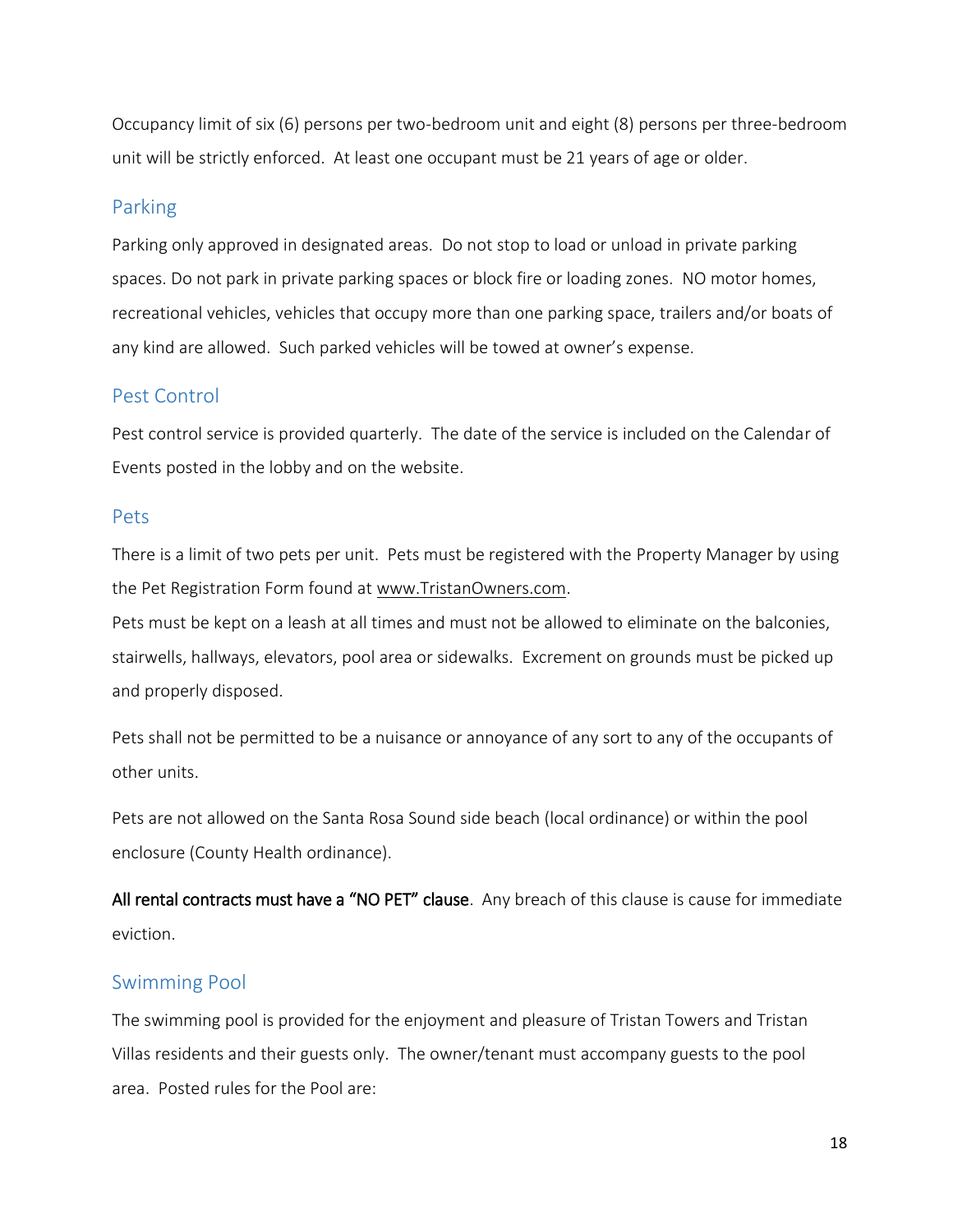Occupancy limit of six (6) persons per two-bedroom unit and eight (8) persons per three-bedroom unit will be strictly enforced. At least one occupant must be 21 years of age or older.

## Parking

Parking only approved in designated areas. Do not stop to load or unload in private parking spaces. Do not park in private parking spaces or block fire or loading zones. NO motor homes, recreational vehicles, vehicles that occupy more than one parking space, trailers and/or boats of any kind are allowed. Such parked vehicles will be towed at owner's expense.

## Pest Control

Pest control service is provided quarterly. The date of the service is included on the Calendar of Events posted in the lobby and on the website.

## Pets

There is a limit of two pets per unit. Pets must be registered with the Property Manager by using the Pet Registration Form found at www.TristanOwners.com.

Pets must be kept on a leash at all times and must not be allowed to eliminate on the balconies, stairwells, hallways, elevators, pool area or sidewalks. Excrement on grounds must be picked up and properly disposed.

Pets shall not be permitted to be a nuisance or annoyance of any sort to any of the occupants of other units.

Pets are not allowed on the Santa Rosa Sound side beach (local ordinance) or within the pool enclosure (County Health ordinance).

**All rental contracts must have a "NO PET" clause**. Any breach of this clause is cause for immediate eviction.

## Swimming Pool

The swimming pool is provided for the enjoyment and pleasure of Tristan Towers and Tristan Villas residents and their guests only. The owner/tenant must accompany guests to the pool area. Posted rules for the Pool are: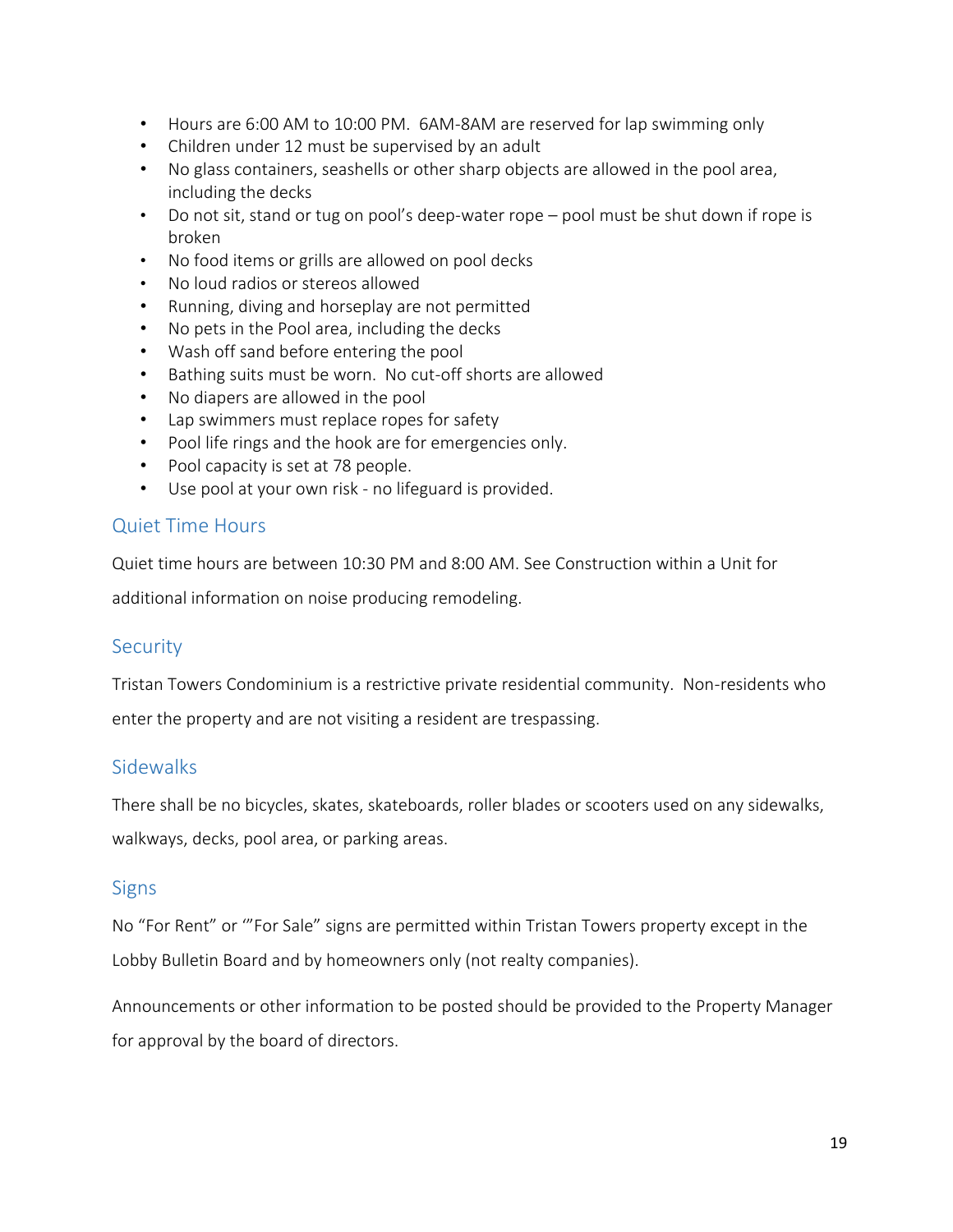- Hours are 6:00 AM to 10:00 PM.  6AM-8AM are reserved for lap swimming only
- Children under 12 must be supervised by an adult
- No glass containers, seashells or other sharp objects are allowed in the pool area, including the decks
- Do not sit, stand or tug on pool's deep-water rope – pool must be shut down if rope is broken
- No food items or grills are allowed on pool decks
- No loud radios or stereos allowed
- Running, diving and horseplay are not permitted
- No pets in the Pool area, including the decks
- Wash off sand before entering the pool
- Bathing suits must be worn.  No cut-off shorts are allowed
- No diapers are allowed in the pool
- Lap swimmers must replace ropes for safety
- Pool life rings and the hook are for emergencies only.
- Pool capacity is set at 78 people.
- Use pool at your own risk - no lifeguard is provided.

## Quiet Time Hours

Quiet time hours are between 10:30 PM and 8:00 AM. See Construction within a Unit for additional information on noise producing remodeling.

## Security

Tristan Towers Condominium is a restrictive private residential community.  Non-residents who enter the property and are not visiting a resident are trespassing.

## Sidewalks

There shall be no bicycles, skates, skateboards, roller blades or scooters used on any sidewalks, walkways, decks, pool area, or parking areas.

## Signs

No "For Rent" or '"For Sale" signs are permitted within Tristan Towers property except in the Lobby Bulletin Board and by homeowners only (not realty companies).

Announcements or other information to be posted should be provided to the Property Manager for approval by the board of directors.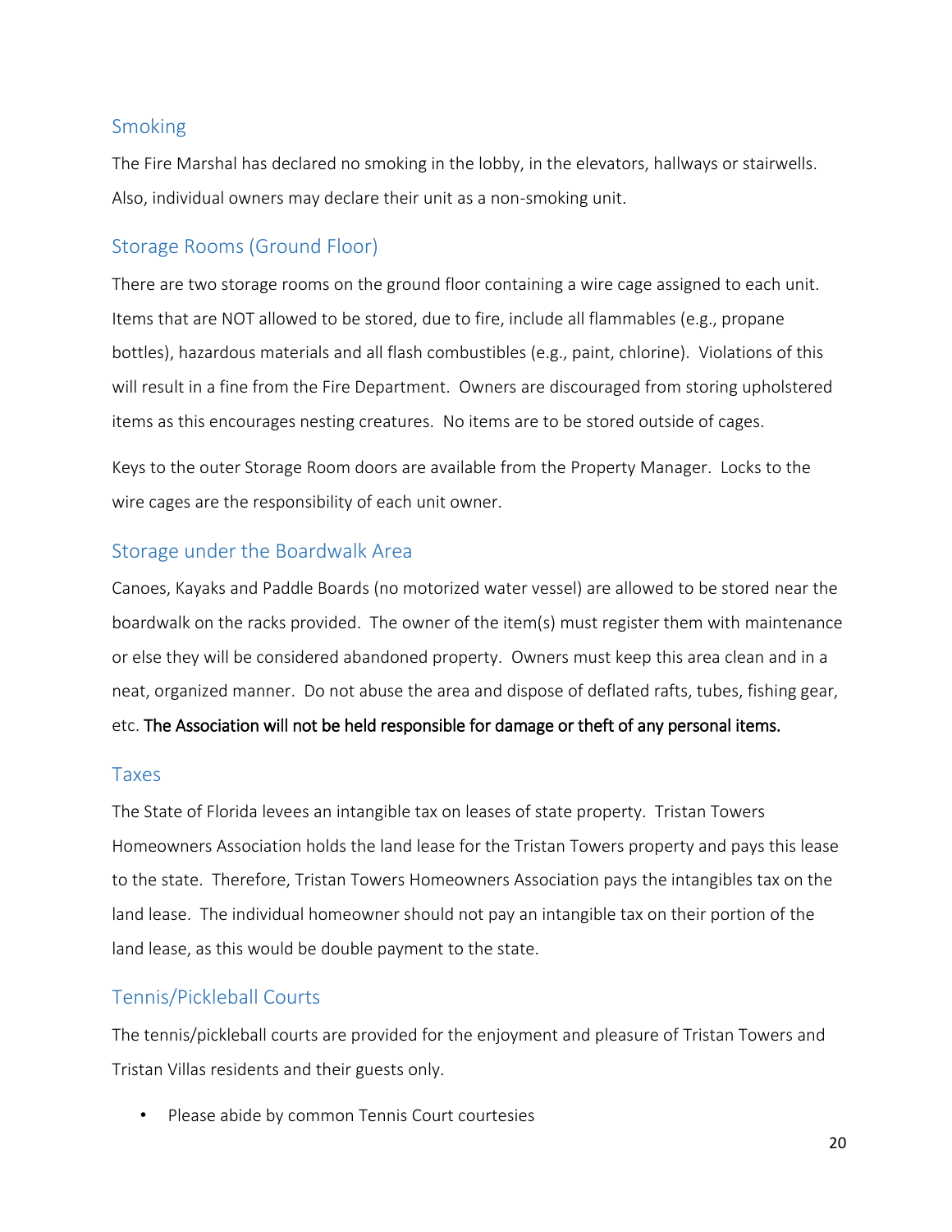## Smoking

The Fire Marshal has declared no smoking in the lobby, in the elevators, hallways or stairwells. Also, individual owners may declare their unit as a non-smoking unit.

## Storage Rooms (Ground Floor)

There are two storage rooms on the ground floor containing a wire cage assigned to each unit. Items that are NOT allowed to be stored, due to fire, include all flammables (e.g., propane bottles), hazardous materials and all flash combustibles (e.g., paint, chlorine). Violations of this will result in a fine from the Fire Department. Owners are discouraged from storing upholstered items as this encourages nesting creatures. No items are to be stored outside of cages.

Keys to the outer Storage Room doors are available from the Property Manager. Locks to the wire cages are the responsibility of each unit owner.

## Storage under the Boardwalk Area

Canoes, Kayaks and Paddle Boards (no motorized water vessel) are allowed to be stored near the boardwalk on the racks provided. The owner of the item(s) must register them with maintenance or else they will be considered abandoned property. Owners must keep this area clean and in a neat, organized manner. Do not abuse the area and dispose of deflated rafts, tubes, fishing gear, etc. **The Association will not be held responsible for damage or theft of any personal items.**

## Taxes

The State of Florida levees an intangible tax on leases of state property. Tristan Towers Homeowners Association holds the land lease for the Tristan Towers property and pays this lease to the state. Therefore, Tristan Towers Homeowners Association pays the intangibles tax on the land lease. The individual homeowner should not pay an intangible tax on their portion of the land lease, as this would be double payment to the state.

## Tennis/Pickleball Courts

The tennis/pickleball courts are provided for the enjoyment and pleasure of Tristan Towers and Tristan Villas residents and their guests only.

- Please abide by common Tennis Court courtesies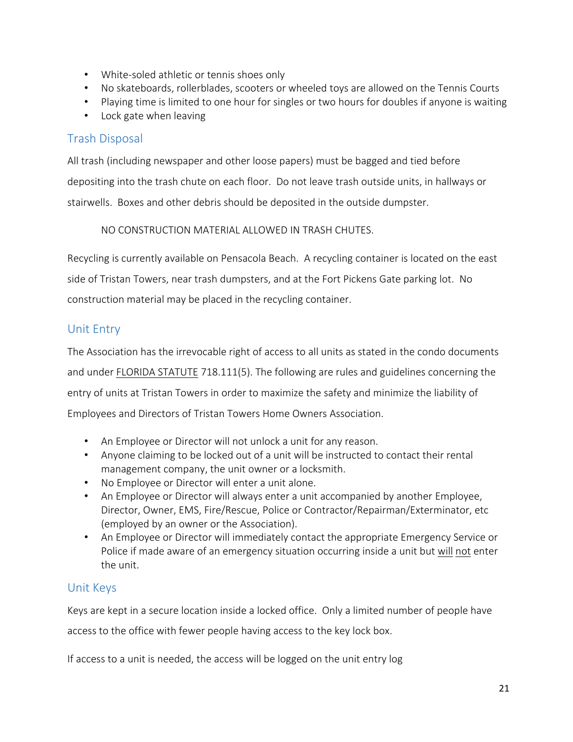- White-soled athletic or tennis shoes only
- No skateboards, rollerblades, scooters or wheeled toys are allowed on the Tennis Courts
- Playing time is limited to one hour for singles or two hours for doubles if anyone is waiting
- Lock gate when leaving

## Trash Disposal

All trash (including newspaper and other loose papers) must be bagged and tied before depositing into the trash chute on each floor. Do not leave trash outside units, in hallways or stairwells. Boxes and other debris should be deposited in the outside dumpster.

NO CONSTRUCTION MATERIAL ALLOWED IN TRASH CHUTES.

Recycling is currently available on Pensacola Beach. A recycling container is located on the east side of Tristan Towers, near trash dumpsters, and at the Fort Pickens Gate parking lot. No construction material may be placed in the recycling container.

## Unit Entry

The Association has the irrevocable right of access to all units as stated in the condo documents and under FLORIDA STATUTE 718.111(5). The following are rules and guidelines concerning the entry of units at Tristan Towers in order to maximize the safety and minimize the liability of Employees and Directors of Tristan Towers Home Owners Association.

- An Employee or Director will not unlock a unit for any reason.
- Anyone claiming to be locked out of a unit will be instructed to contact their rental management company, the unit owner or a locksmith.
- No Employee or Director will enter a unit alone.
- An Employee or Director will always enter a unit accompanied by another Employee, Director, Owner, EMS, Fire/Rescue, Police or Contractor/Repairman/Exterminator, etc (employed by an owner or the Association).
- An Employee or Director will immediately contact the appropriate Emergency Service or Police if made aware of an emergency situation occurring inside a unit but will not enter the unit.

## Unit Keys

Keys are kept in a secure location inside a locked office. Only a limited number of people have access to the office with fewer people having access to the key lock box.

If access to a unit is needed, the access will be logged on the unit entry log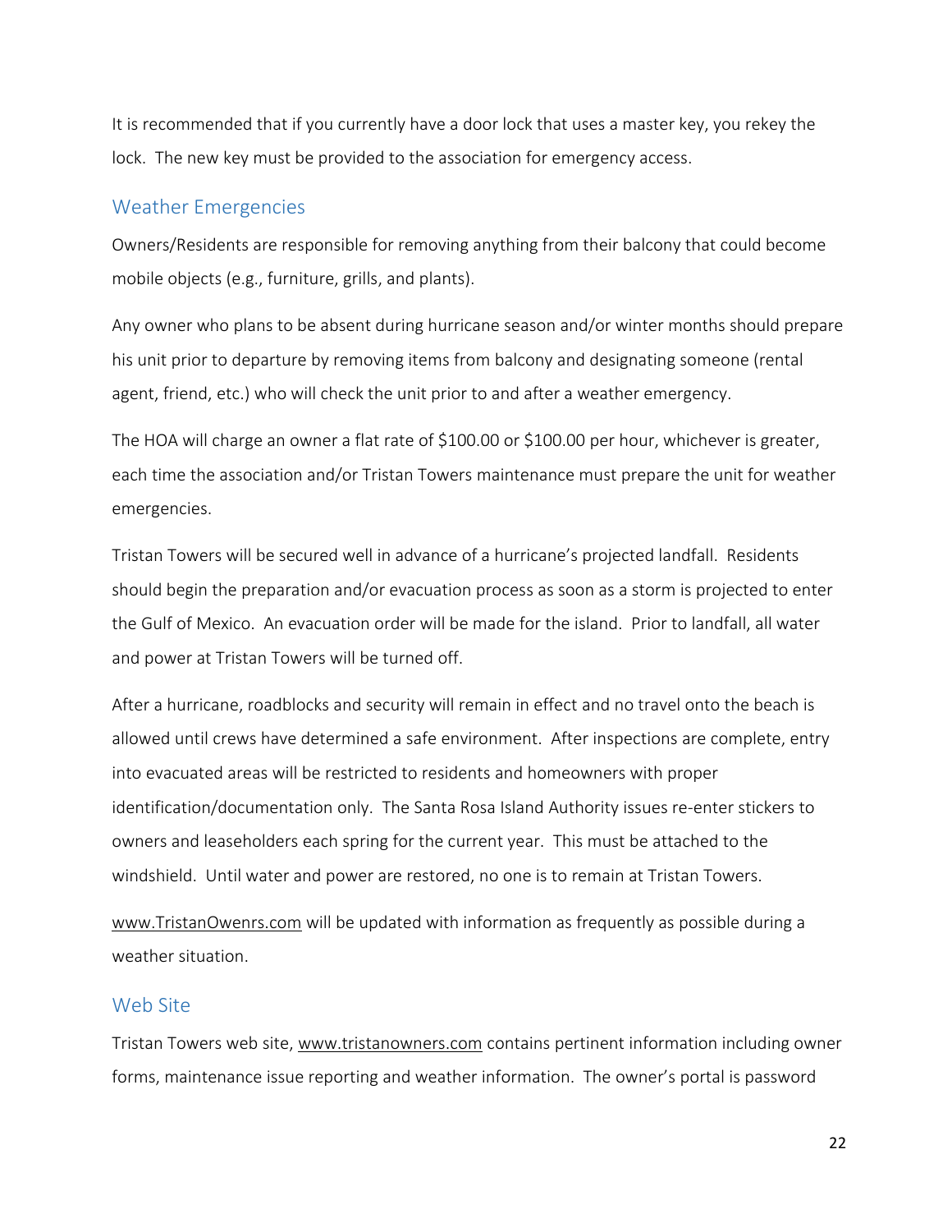It is recommended that if you currently have a door lock that uses a master key, you rekey the lock. The new key must be provided to the association for emergency access.

## Weather Emergencies

Owners/Residents are responsible for removing anything from their balcony that could become mobile objects (e.g., furniture, grills, and plants).

Any owner who plans to be absent during hurricane season and/or winter months should prepare his unit prior to departure by removing items from balcony and designating someone (rental agent, friend, etc.) who will check the unit prior to and after a weather emergency.

The HOA will charge an owner a flat rate of $100.00 or $100.00 per hour, whichever is greater, each time the association and/or Tristan Towers maintenance must prepare the unit for weather emergencies.

Tristan Towers will be secured well in advance of a hurricane's projected landfall. Residents should begin the preparation and/or evacuation process as soon as a storm is projected to enter the Gulf of Mexico. An evacuation order will be made for the island. Prior to landfall, all water and power at Tristan Towers will be turned off.

After a hurricane, roadblocks and security will remain in effect and no travel onto the beach is allowed until crews have determined a safe environment. After inspections are complete, entry into evacuated areas will be restricted to residents and homeowners with proper identification/documentation only. The Santa Rosa Island Authority issues re-enter stickers to owners and leaseholders each spring for the current year. This must be attached to the windshield. Until water and power are restored, no one is to remain at Tristan Towers.

www.TristanOwenrs.com will be updated with information as frequently as possible during a weather situation.

## Web Site

Tristan Towers web site, www.tristanowners.com contains pertinent information including owner forms, maintenance issue reporting and weather information. The owner's portal is password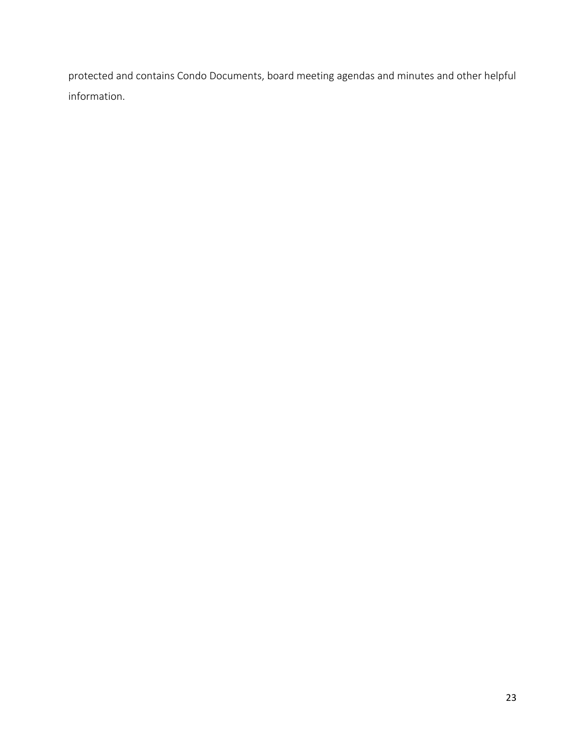protected and contains Condo Documents, board meeting agendas and minutes and other helpful information.